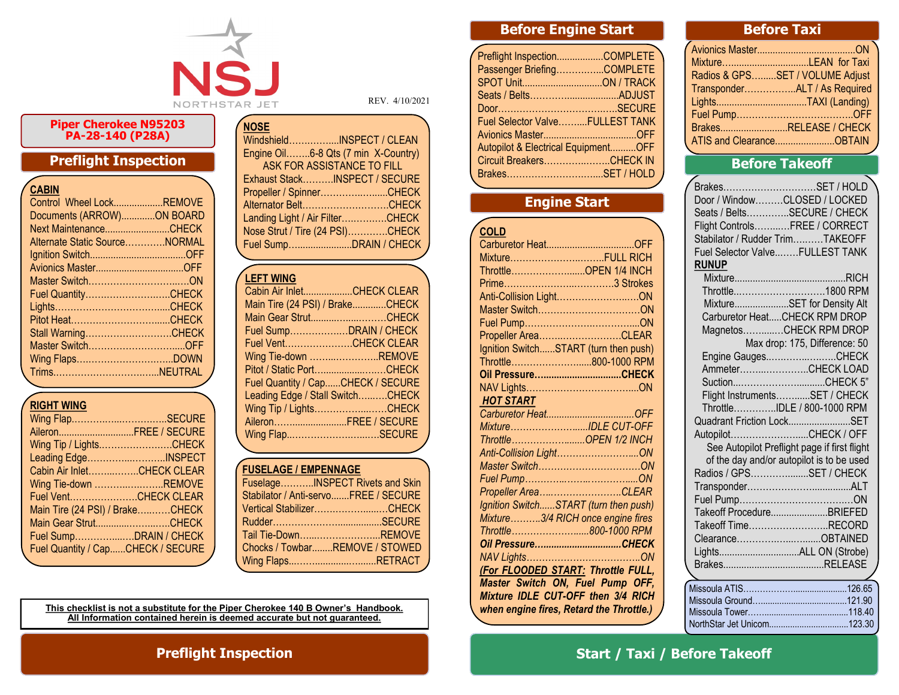NSJ
NORTHSTAR JET

REV. 4/10/2021

**Piper Cherokee N95203**
**PA-28-140 (P28A)**

## Preflight Inspection

### CABIN

- Control Wheel Lock...................REMOVE
- Documents (ARROW).............ON BOARD
- Next Maintenance.........................CHECK
- Alternate Static Source............NORMAL
- Ignition Switch.....................................OFF
- Avionics Master..................................OFF
- Master Switch.........................................ON
- Fuel Quantity...........................CHECK
- Lights.......................................CHECK
- Pitot Heat...................................CHECK
- Stall Warning...........................CHECK
- Master Switch..................................OFF
- Wing Flaps...................................DOWN
- Trims.......................................NEUTRAL

### RIGHT WING

- Wing Flap....................................SECURE
- Aileron............................FREE / SECURE
- Wing Tip / Lights.......................CHECK
- Leading Edge............................INSPECT
- Cabin Air Inlet..................CHECK CLEAR
- Wing Tie-down .........................REMOVE
- Fuel Vent......................CHECK CLEAR
- Main Tire (24 PSI) / Brake...........CHECK
- Main Gear Strut............................CHECK
- Fuel Sump.....................DRAIN / CHECK
- Fuel Quantity / Cap......CHECK / SECURE

### NOSE

- Windshield.................INSPECT / CLEAN
- Engine Oil........6-8 Qts (7 min X-Country) ASK FOR ASSISTANCE TO FILL
- Exhaust Stack..........INSPECT / SECURE
- Propeller / Spinner...........................CHECK
- Alternator Belt...............................CHECK
- Landing Light / Air Filter...............CHECK
- Nose Strut / Tire (24 PSI).............CHECK
- Fuel Sump.......................DRAIN / CHECK

### LEFT WING

- Cabin Air Inlet...................CHECK CLEAR
- Main Tire (24 PSI) / Brake.............CHECK
- Main Gear Strut...............................CHECK
- Fuel Sump...................DRAIN / CHECK
- Fuel Vent.....................CHECK CLEAR
- Wing Tie-down ...........................REMOVE
- Pitot / Static Port...........................CHECK
- Fuel Quantity / Cap......CHECK / SECURE
- Leading Edge / Stall Switch...........CHECK
- Wing Tip / Lights..............................CHECK
- Aileron...........................FREE / SECURE
- Wing Flap...................................SECURE

### FUSELAGE / EMPENNAGE

- Fuselage...........INSPECT Rivets and Skin
- Stabilator / Anti-servo.......FREE / SECURE
- Vertical Stabilizer.............................CHECK
- Rudder........................................SECURE
- Tail Tie-Down.................................REMOVE
- Chocks / Towbar........REMOVE / STOWED
- Wing Flaps...................................RETRACT

**This checklist is not a substitute for the Piper Cherokee 140 B Owner's Handbook.**
**All Information contained herein is deemed accurate but not guaranteed.**

## Before Engine Start

- Preflight Inspection..................COMPLETE
- Passenger Briefing.................COMPLETE
- SPOT Unit..............................ON / TRACK
- Seats / Belts.................................ADJUST
- Door.............................................SECURE
- Fuel Selector Valve..........FULLEST TANK
- Avionics Master....................................OFF
- Autopilot & Electrical Equipment..........OFF
- Circuit Breakers........................CHECK IN
- Brakes......................................SET / HOLD

## Engine Start

### COLD

- Carburetor Heat.......................................OFF
- Mixture......................................FULL RICH
- Throttle...............................OPEN 1/4 INCH
- Prime........................................3 Strokes
- Anti-Collision Light.....................................ON
- Master Switch...........................................ON
- Fuel Pump................................................ON
- Propeller Area...................................CLEAR
- Ignition Switch......START (turn then push)
- Throttle.......................................800-1000 RPM
- **Oil Pressure.........................................CHECK**
- NAV Lights...................................................ON

### *HOT START*

- *Carburetor Heat.......................................OFF*
- *Mixture...................................IDLE CUT-OFF*
- *Throttle...............................OPEN 1/2 INCH*
- *Anti-Collision Light.....................................ON*
- *Master Switch...........................................ON*
- *Fuel Pump................................................ON*
- *Propeller Area...................................CLEAR*
- *Ignition Switch......START (turn then push)*
- *Mixture..........3/4 RICH once engine fires*
- *Throttle.......................................800-1000 RPM*
- ***Oil Pressure.........................................CHECK***
- *NAV Lights...................................................ON*

***(For FLOODED START: Throttle FULL, Master Switch ON, Fuel Pump OFF, Mixture IDLE CUT-OFF then 3/4 RICH when engine fires, Retard the Throttle.)***

## Before Taxi

- Avionics Master.......................................ON
- Mixture.....................................LEAN for Taxi
- Radios & GPS.........SET / VOLUME Adjust
- Transponder.................ALT / As Required
- Lights........................................TAXI (Landing)
- Fuel Pump...............................................OFF
- Brakes...............................RELEASE / CHECK
- ATIS and Clearance............................OBTAIN

## Before Takeoff

- Brakes.......................................SET / HOLD
- Door / Window.........CLOSED / LOCKED
- Seats / Belts..............SECURE / CHECK
- Flight Controls...........FREE / CORRECT
- Stabilator / Rudder Trim..........TAKEOFF
- Fuel Selector Valve........FULLEST TANK

### RUNUP

- Mixture...................................................RICH
- Throttle.......................................1800 RPM
- Mixture.......................SET for Density Alt
- Carburetor Heat.....CHECK RPM DROP
- Magnetos.............CHECK RPM DROP
  - Max drop: 175, Difference: 50
- Engine Gauges...............................CHECK
- Ammeter...............................CHECK LOAD
- Suction.......................................CHECK 5"
- Flight Instruments............SET / CHECK
- Throttle..............IDLE / 800-1000 RPM
- Quadrant Friction Lock..........................SET
- Autopilot..................................CHECK / OFF
  - See Autopilot Preflight page if first flight of the day and/or autopilot is to be used
- Radios / GPS.......................SET / CHECK
- Transponder...........................................ALT
- Fuel Pump..................................................ON
- Takeoff Procedure.......................BRIEFED
- Takeoff Time..............................RECORD
- Clearance...................................OBTAINED
- Lights...................................ALL ON (Strobe)
- Brakes...........................................RELEASE

- Missoula ATIS............................................126.65
- Missoula Ground.........................................121.90
- Missoula Tower...........................................118.40
- NorthStar Jet Unicom..................................123.30

**Preflight Inspection**

**Start / Taxi / Before Takeoff**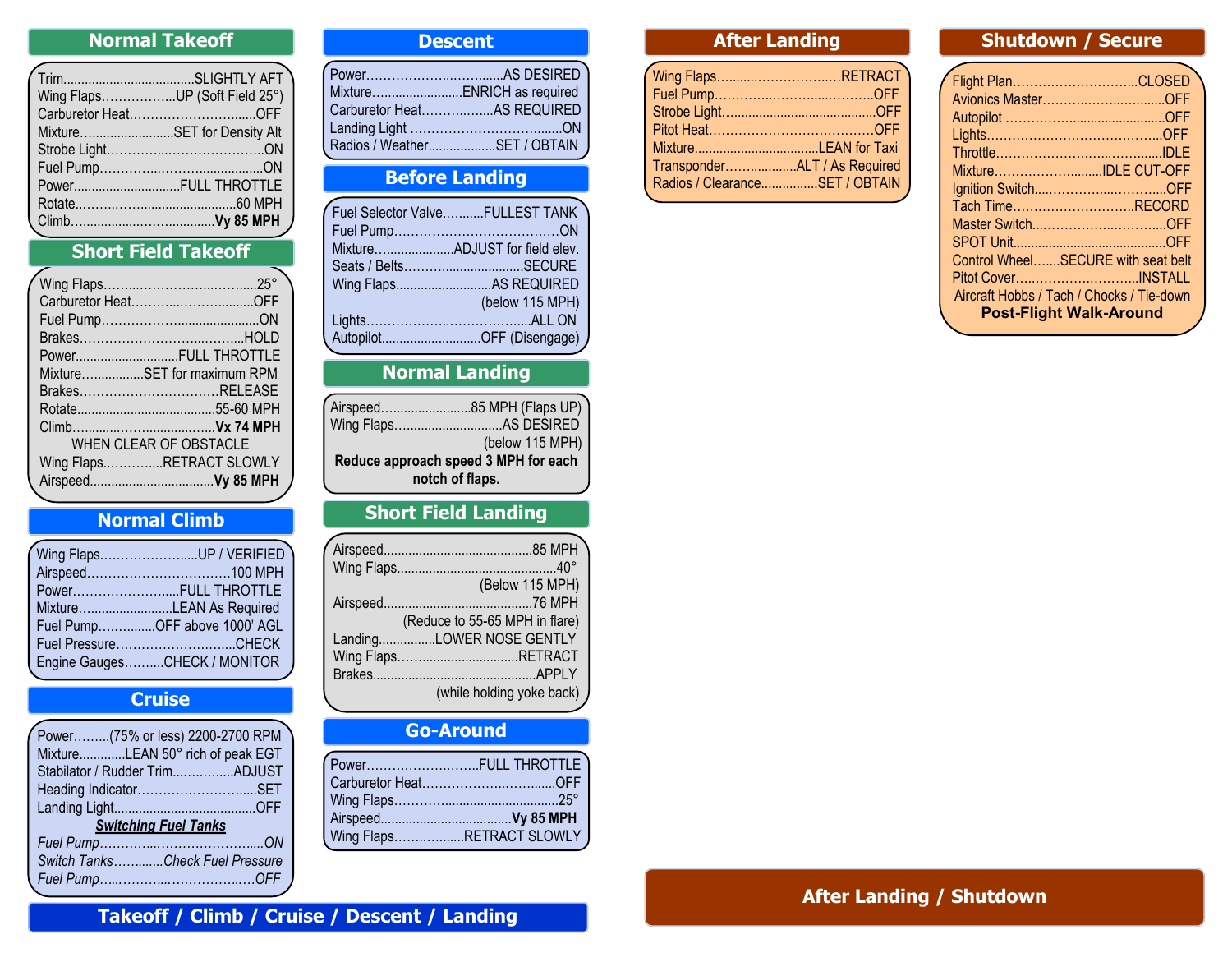## Normal Takeoff

| Item | Action |
|---|---|
| Trim | SLIGHTLY AFT |
| Wing Flaps | UP (Soft Field 25°) |
| Carburetor Heat | OFF |
| Mixture | SET for Density Alt |
| Strobe Light | ON |
| Fuel Pump | ON |
| Power | FULL THROTTLE |
| Rotate | 60 MPH |
| Climb | **Vy 85 MPH** |

## Short Field Takeoff

| Item | Action |
|---|---|
| Wing Flaps | 25° |
| Carburetor Heat | OFF |
| Fuel Pump | ON |
| Brakes | HOLD |
| Power | FULL THROTTLE |
| Mixture | SET for maximum RPM |
| Brakes | RELEASE |
| Rotate | 55-60 MPH |
| Climb | **Vx 74 MPH** |

WHEN CLEAR OF OBSTACLE

| Item | Action |
|---|---|
| Wing Flaps | RETRACT SLOWLY |
| Airspeed | **Vy 85 MPH** |

## Normal Climb

| Item | Action |
|---|---|
| Wing Flaps | UP / VERIFIED |
| Airspeed | 100 MPH |
| Power | FULL THROTTLE |
| Mixture | LEAN As Required |
| Fuel Pump | OFF above 1000' AGL |
| Fuel Pressure | CHECK |
| Engine Gauges | CHECK / MONITOR |

## Cruise

| Item | Action |
|---|---|
| Power | (75% or less) 2200-2700 RPM |
| Mixture | LEAN 50° rich of peak EGT |
| Stabilator / Rudder Trim | ADJUST |
| Heading Indicator | SET |
| Landing Light | OFF |

***Switching Fuel Tanks***

| Item | Action |
|---|---|
| *Fuel Pump* | *ON* |
| *Switch Tanks* | *Check Fuel Pressure* |
| *Fuel Pump* | *OFF* |

## Descent

| Item | Action |
|---|---|
| Power | AS DESIRED |
| Mixture | ENRICH as required |
| Carburetor Heat | AS REQUIRED |
| Landing Light | ON |
| Radios / Weather | SET / OBTAIN |

## Before Landing

| Item | Action |
|---|---|
| Fuel Selector Valve | FULLEST TANK |
| Fuel Pump | ON |
| Mixture | ADJUST for field elev. |
| Seats / Belts | SECURE |
| Wing Flaps | AS REQUIRED (below 115 MPH) |
| Lights | ALL ON |
| Autopilot | OFF (Disengage) |

## Normal Landing

| Item | Action |
|---|---|
| Airspeed | 85 MPH (Flaps UP) |
| Wing Flaps | AS DESIRED (below 115 MPH) |

**Reduce approach speed 3 MPH for each notch of flaps.**

## Short Field Landing

| Item | Action |
|---|---|
| Airspeed | 85 MPH |
| Wing Flaps | 40° (Below 115 MPH) |
| Airspeed | 76 MPH (Reduce to 55-65 MPH in flare) |
| Landing | LOWER NOSE GENTLY |
| Wing Flaps | RETRACT |
| Brakes | APPLY (while holding yoke back) |

## Go-Around

| Item | Action |
|---|---|
| Power | FULL THROTTLE |
| Carburetor Heat | OFF |
| Wing Flaps | 25° |
| Airspeed | **Vy 85 MPH** |
| Wing Flaps | RETRACT SLOWLY |

# Takeoff / Climb / Cruise / Descent / Landing

## After Landing

| Item | Action |
|---|---|
| Wing Flaps | RETRACT |
| Fuel Pump | OFF |
| Strobe Light | OFF |
| Pitot Heat | OFF |
| Mixture | LEAN for Taxi |
| Transponder | ALT / As Required |
| Radios / Clearance | SET / OBTAIN |

## Shutdown / Secure

| Item | Action |
|---|---|
| Flight Plan | CLOSED |
| Avionics Master | OFF |
| Autopilot | OFF |
| Lights | OFF |
| Throttle | IDLE |
| Mixture | IDLE CUT-OFF |
| Ignition Switch | OFF |
| Tach Time | RECORD |
| Master Switch | OFF |
| SPOT Unit | OFF |
| Control Wheel | SECURE with seat belt |
| Pitot Cover | INSTALL |

Aircraft Hobbs / Tach / Chocks / Tie-down

**Post-Flight Walk-Around**

# After Landing / Shutdown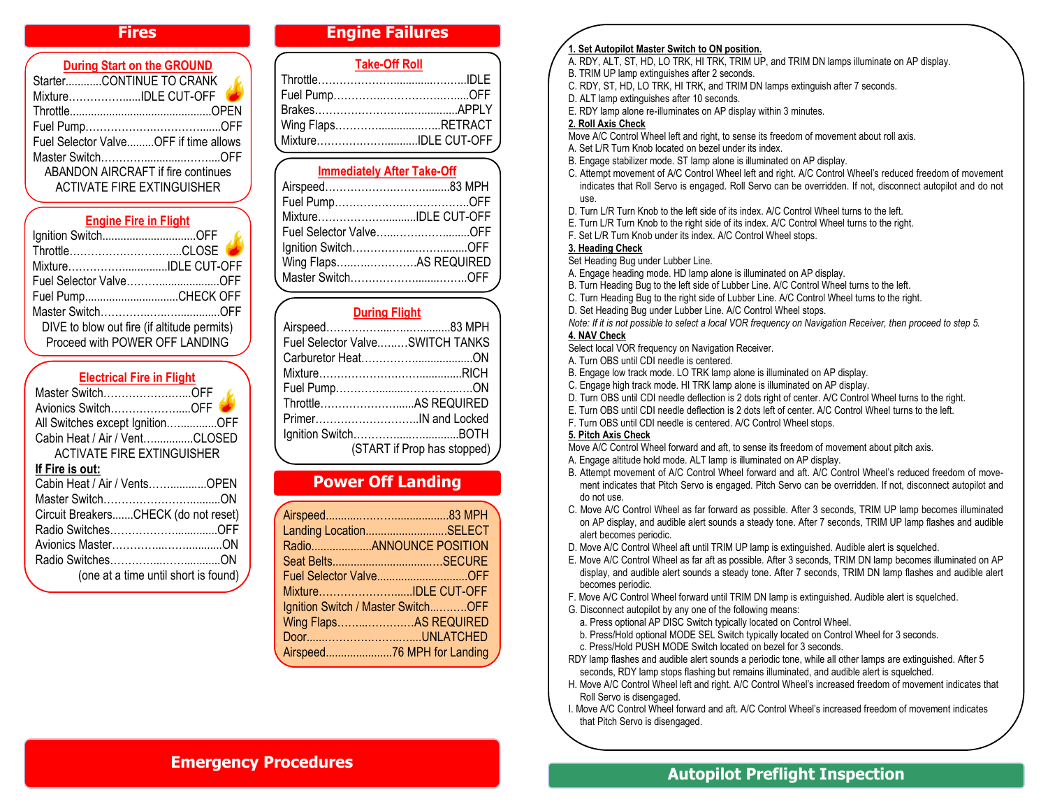# Emergency Procedures

## Fires

### During Start on the GROUND

- Starter............CONTINUE TO CRANK
- Mixture…………….....IDLE CUT-OFF
- Throttle.............................................OPEN
- Fuel Pump…………………………......OFF
- Fuel Selector Valve.........OFF if time allows
- Master Switch………...........…….....OFF

ABANDON AIRCRAFT if fire continues
ACTIVATE FIRE EXTINGUISHER

### Engine Fire in Flight

- Ignition Switch..............................OFF
- Throttle…………………………..CLOSE
- Mixture……………...............IDLE CUT-OFF
- Fuel Selector Valve……….................OFF
- Fuel Pump...............................CHECK OFF
- Master Switch……………..……............OFF

DIVE to blow out fire (if altitude permits)
Proceed with POWER OFF LANDING

### Electrical Fire in Flight

- Master Switch…………………...OFF
- Avionics Switch………………....OFF
- All Switches except Ignition…............OFF
- Cabin Heat / Air / Vent…...............CLOSED

ACTIVATE FIRE EXTINGUISHER

**If Fire is out:**

- Cabin Heat / Air / Vents……............OPEN
- Master Switch…………………….........ON
- Circuit Breakers.......CHECK (do not reset)
- Radio Switches…………….…..............OFF
- Avionics Master…………..……...........ON
- Radio Switches…………..…...............ON

(one at a time until short is found)

## Engine Failures

### Take-Off Roll

- Throttle……………………..........……...IDLE
- Fuel Pump………….……………….......OFF
- Brakes……………………..…...........APPLY
- Wing Flaps………….........……...RETRACT
- Mixture………………….........IDLE CUT-OFF

### Immediately After Take-Off

- Airspeed……………………….........83 MPH
- Fuel Pump…………………..………..….OFF
- Mixture………………….........IDLE CUT-OFF
- Fuel Selector Valve…...……………........OFF
- Ignition Switch……………..……….........OFF
- Wing Flaps…...…………….AS REQUIRED
- Master Switch…………………......……..OFF

### During Flight

- Airspeed……………...……...........83 MPH
- Fuel Selector Valve………SWITCH TANKS
- Carburetor Heat……………..................ON
- Mixture……………………….............RICH
- Fuel Pump…………........……….…….ON
- Throttle……………….......AS REQUIRED
- Primer………………………..IN and Locked
- Ignition Switch…………......….............BOTH

(START if Prop has stopped)

## Power Off Landing

- Airspeed.........………….................83 MPH
- Landing Location...........................SELECT
- Radio...................ANNOUNCE POSITION
- Seat Belts..................................…SECURE
- Fuel Selector Valve..............................OFF
- Mixture……………………......IDLE CUT-OFF
- Ignition Switch / Master Switch..……...OFF
- Wing Flaps……..…………AS REQUIRED
- Door......………………….......UNLATCHED
- Airspeed.....................76 MPH for Landing

# Autopilot Preflight Inspection

**1. Set Autopilot Master Switch to ON position.**

A. RDY, ALT, ST, HD, LO TRK, HI TRK, TRIM UP, and TRIM DN lamps illuminate on AP display.
B. TRIM UP lamp extinguishes after 2 seconds.
C. RDY, ST, HD, LO TRK, HI TRK, and TRIM DN lamps extinguish after 7 seconds.
D. ALT lamp extinguishes after 10 seconds.
E. RDY lamp alone re-illuminates on AP display within 3 minutes.

**2. Roll Axis Check**

Move A/C Control Wheel left and right, to sense its freedom of movement about roll axis.

A. Set L/R Turn Knob located on bezel under its index.
B. Engage stabilizer mode. ST lamp alone is illuminated on AP display.
C. Attempt movement of A/C Control Wheel left and right. A/C Control Wheel's reduced freedom of movement indicates that Roll Servo is engaged. Roll Servo can be overridden. If not, disconnect autopilot and do not use.
D. Turn L/R Turn Knob to the left side of its index. A/C Control Wheel turns to the left.
E. Turn L/R Turn Knob to the right side of its index. A/C Control Wheel turns to the right.
F. Set L/R Turn Knob under its index. A/C Control Wheel stops.

**3. Heading Check**

Set Heading Bug under Lubber Line.

A. Engage heading mode. HD lamp alone is illuminated on AP display.
B. Turn Heading Bug to the left side of Lubber Line. A/C Control Wheel turns to the left.
C. Turn Heading Bug to the right side of Lubber Line. A/C Control Wheel turns to the right.
D. Set Heading Bug under Lubber Line. A/C Control Wheel stops.

*Note: If it is not possible to select a local VOR frequency on Navigation Receiver, then proceed to step 5.*

**4. NAV Check**

Select local VOR frequency on Navigation Receiver.

A. Turn OBS until CDI needle is centered.
B. Engage low track mode. LO TRK lamp alone is illuminated on AP display.
C. Engage high track mode. HI TRK lamp alone is illuminated on AP display.
D. Turn OBS until CDI needle deflection is 2 dots right of center. A/C Control Wheel turns to the right.
E. Turn OBS until CDI needle deflection is 2 dots left of center. A/C Control Wheel turns to the left.
F. Turn OBS until CDI needle is centered. A/C Control Wheel stops.

**5. Pitch Axis Check**

Move A/C Control Wheel forward and aft, to sense its freedom of movement about pitch axis.

A. Engage altitude hold mode. ALT lamp is illuminated on AP display.
B. Attempt movement of A/C Control Wheel forward and aft. A/C Control Wheel's reduced freedom of movement indicates that Pitch Servo is engaged. Pitch Servo can be overridden. If not, disconnect autopilot and do not use.
C. Move A/C Control Wheel as far forward as possible. After 3 seconds, TRIM UP lamp becomes illuminated on AP display, and audible alert sounds a steady tone. After 7 seconds, TRIM UP lamp flashes and audible alert becomes periodic.
D. Move A/C Control Wheel aft until TRIM UP lamp is extinguished. Audible alert is squelched.
E. Move A/C Control Wheel as far aft as possible. After 3 seconds, TRIM DN lamp becomes illuminated on AP display, and audible alert sounds a steady tone. After 7 seconds, TRIM DN lamp flashes and audible alert becomes periodic.
F. Move A/C Control Wheel forward until TRIM DN lamp is extinguished. Audible alert is squelched.
G. Disconnect autopilot by any one of the following means:
   a. Press optional AP DISC Switch typically located on Control Wheel.
   b. Press/Hold optional MODE SEL Switch typically located on Control Wheel for 3 seconds.
   c. Press/Hold PUSH MODE Switch located on bezel for 3 seconds.

RDY lamp flashes and audible alert sounds a periodic tone, while all other lamps are extinguished. After 5 seconds, RDY lamp stops flashing but remains illuminated, and audible alert is squelched.

H. Move A/C Control Wheel left and right. A/C Control Wheel's increased freedom of movement indicates that Roll Servo is disengaged.
I. Move A/C Control Wheel forward and aft. A/C Control Wheel's increased freedom of movement indicates that Pitch Servo is disengaged.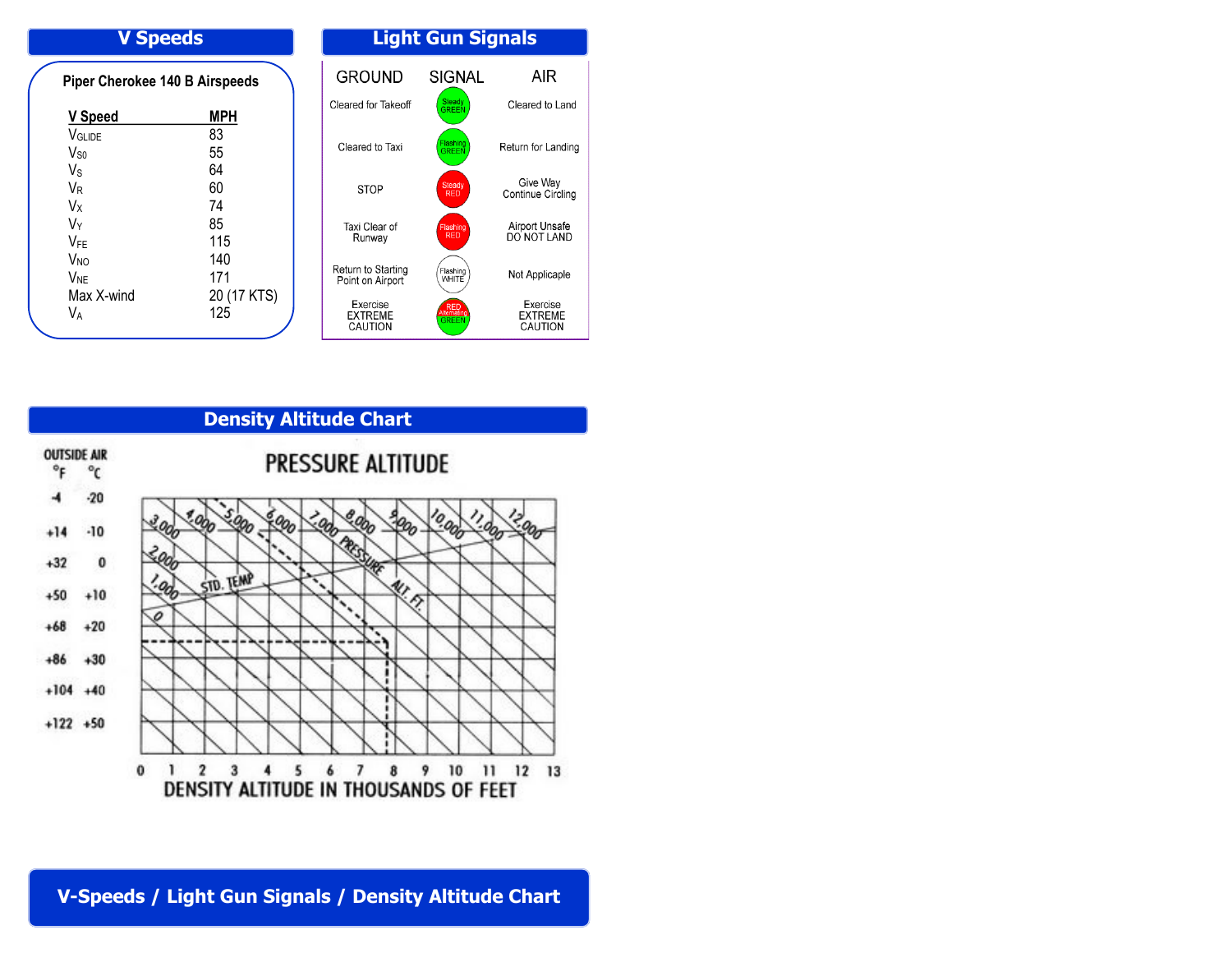## V Speeds

**Piper Cherokee 140 B Airspeeds**

| V Speed | MPH |
|---|---|
| $V_{GLIDE}$ | 83 |
| $V_{S0}$ | 55 |
| $V_S$ | 64 |
| $V_R$ | 60 |
| $V_X$ | 74 |
| $V_Y$ | 85 |
| $V_{FE}$ | 115 |
| $V_{NO}$ | 140 |
| $V_{NE}$ | 171 |
| Max X-wind | 20 (17 KTS) |
| $V_A$ | 125 |

## Light Gun Signals

| GROUND | SIGNAL | AIR |
|---|---|---|
| Cleared for Takeoff | Steady GREEN | Cleared to Land |
| Cleared to Taxi | Flashing GREEN | Return for Landing |
| STOP | Steady RED | Give Way Continue Circling |
| Taxi Clear of Runway | Flashing RED | Airport Unsafe DO NOT LAND |
| Return to Starting Point on Airport | Flashing WHITE | Not Applicable |
| Exercise EXTREME CAUTION | RED Alternating GREEN | Exercise EXTREME CAUTION |

## Density Altitude Chart

OUTSIDE AIR

°F °C

-4 -20

+14 -10

+32 0

+50 +10

+68 +20

+86 +30

+104 +40

+122 +50

PRESSURE ALTITUDE

0, 1,000, 2,000, 3,000, 4,000, 5,000, 6,000, 7,000, 8,000, 9,000, 10,000, 11,000, 12,000

PRESSURE ALT. FT.

STD. TEMP

0 1 2 3 4 5 6 7 8 9 10 11 12 13

DENSITY ALTITUDE IN THOUSANDS OF FEET

## V-Speeds / Light Gun Signals / Density Altitude Chart